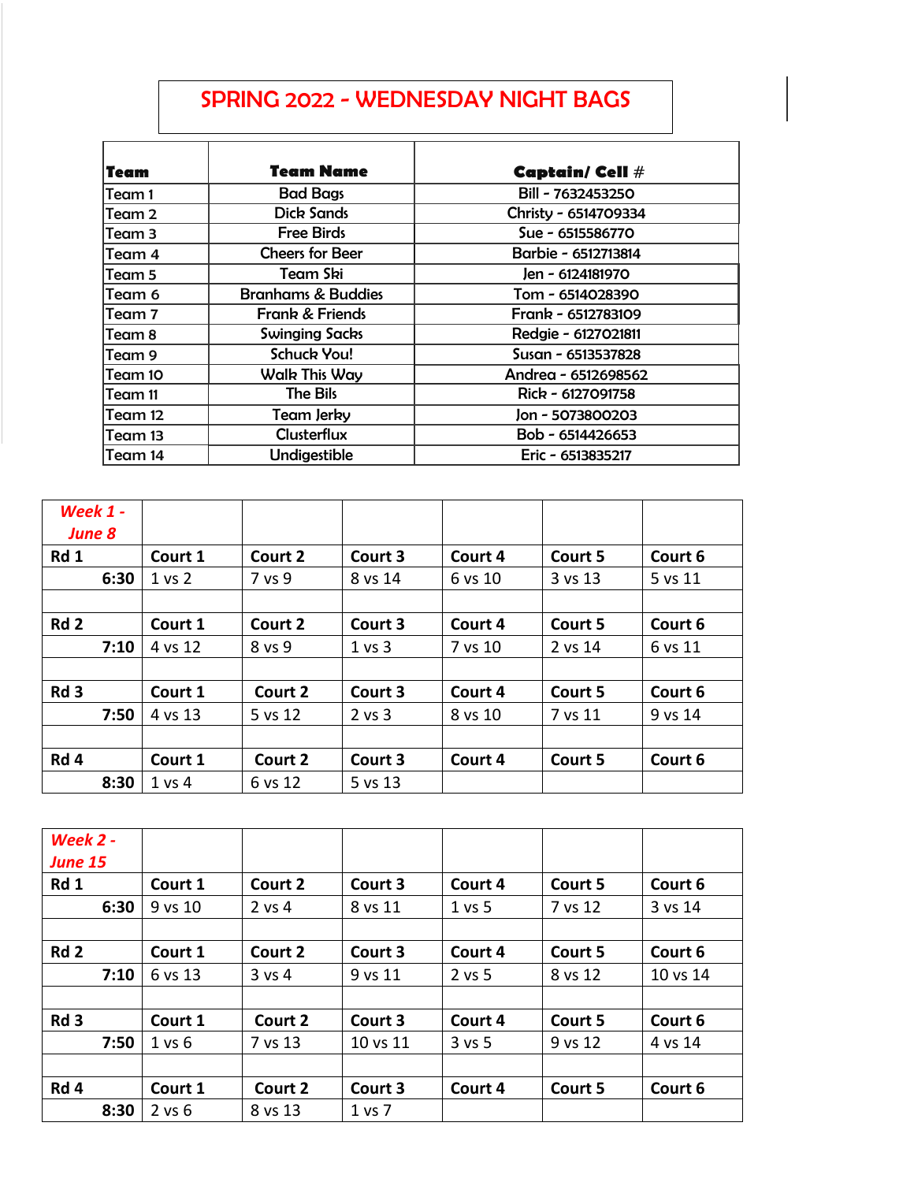# SPRING 2022 - WEDNESDAY NIGHT BAGS

| Team | Team Name | Captain/ Cell # |
|---|---|---|
| Team 1 | Bad Bags | Bill - 7632453250 |
| Team 2 | Dick Sands | Christy - 6514709334 |
| Team 3 | Free Birds | Sue - 6515586770 |
| Team 4 | Cheers for Beer | Barbie - 6512713814 |
| Team 5 | Team Ski | Jen - 6124181970 |
| Team 6 | Branhams & Buddies | Tom - 6514028390 |
| Team 7 | Frank & Friends | Frank - 6512783109 |
| Team 8 | Swinging Sacks | Redgie - 6127021811 |
| Team 9 | Schuck You! | Susan - 6513537828 |
| Team 10 | Walk This Way | Andrea - 6512698562 |
| Team 11 | The Bils | Rick - 6127091758 |
| Team 12 | Team Jerky | Jon - 5073800203 |
| Team 13 | Clusterflux | Bob - 6514426653 |
| Team 14 | Undigestible | Eric - 6513835217 |

| Week 1 - June 8 | | | | | | |
|---|---|---|---|---|---|---|
| Rd 1 | Court 1 | Court 2 | Court 3 | Court 4 | Court 5 | Court 6 |
| 6:30 | 1 vs 2 | 7 vs 9 | 8 vs 14 | 6 vs 10 | 3 vs 13 | 5 vs 11 |
| | | | | | | |
| Rd 2 | Court 1 | Court 2 | Court 3 | Court 4 | Court 5 | Court 6 |
| 7:10 | 4 vs 12 | 8 vs 9 | 1 vs 3 | 7 vs 10 | 2 vs 14 | 6 vs 11 |
| | | | | | | |
| Rd 3 | Court 1 | Court 2 | Court 3 | Court 4 | Court 5 | Court 6 |
| 7:50 | 4 vs 13 | 5 vs 12 | 2 vs 3 | 8 vs 10 | 7 vs 11 | 9 vs 14 |
| | | | | | | |
| Rd 4 | Court 1 | Court 2 | Court 3 | Court 4 | Court 5 | Court 6 |
| 8:30 | 1 vs 4 | 6 vs 12 | 5 vs 13 | | | |

| Week 2 - June 15 | | | | | | |
|---|---|---|---|---|---|---|
| Rd 1 | Court 1 | Court 2 | Court 3 | Court 4 | Court 5 | Court 6 |
| 6:30 | 9 vs 10 | 2 vs 4 | 8 vs 11 | 1 vs 5 | 7 vs 12 | 3 vs 14 |
| | | | | | | |
| Rd 2 | Court 1 | Court 2 | Court 3 | Court 4 | Court 5 | Court 6 |
| 7:10 | 6 vs 13 | 3 vs 4 | 9 vs 11 | 2 vs 5 | 8 vs 12 | 10 vs 14 |
| | | | | | | |
| Rd 3 | Court 1 | Court 2 | Court 3 | Court 4 | Court 5 | Court 6 |
| 7:50 | 1 vs 6 | 7 vs 13 | 10 vs 11 | 3 vs 5 | 9 vs 12 | 4 vs 14 |
| | | | | | | |
| Rd 4 | Court 1 | Court 2 | Court 3 | Court 4 | Court 5 | Court 6 |
| 8:30 | 2 vs 6 | 8 vs 13 | 1 vs 7 | | | |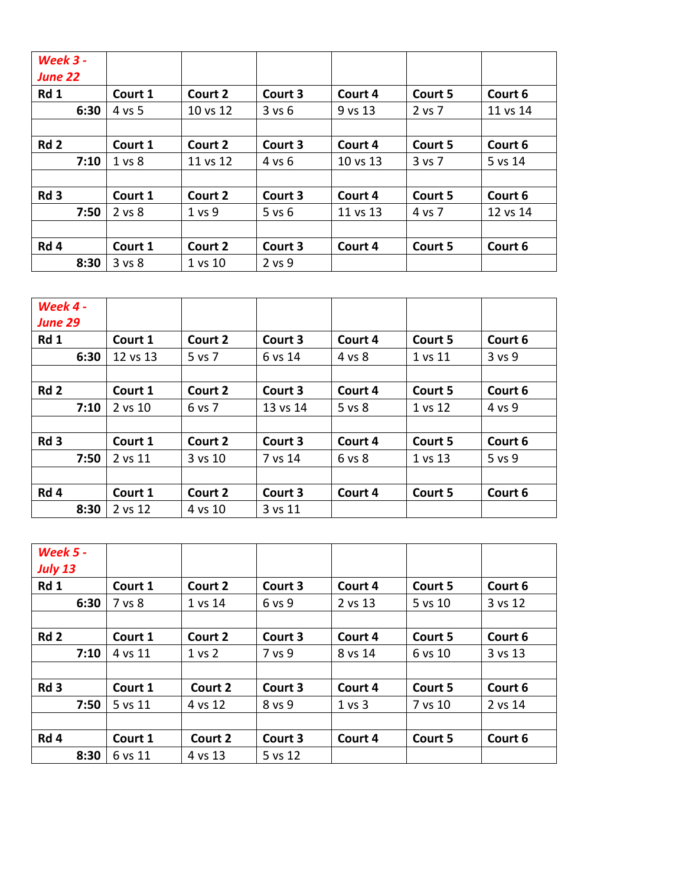| *Week 3 - June 22* | | | | | | |
|---|---|---|---|---|---|---|
| **Rd 1** | **Court 1** | **Court 2** | **Court 3** | **Court 4** | **Court 5** | **Court 6** |
| **6:30** | 4 vs 5 | 10 vs 12 | 3 vs 6 | 9 vs 13 | 2 vs 7 | 11 vs 14 |
| | | | | | | |
| **Rd 2** | **Court 1** | **Court 2** | **Court 3** | **Court 4** | **Court 5** | **Court 6** |
| **7:10** | 1 vs 8 | 11 vs 12 | 4 vs 6 | 10 vs 13 | 3 vs 7 | 5 vs 14 |
| | | | | | | |
| **Rd 3** | **Court 1** | **Court 2** | **Court 3** | **Court 4** | **Court 5** | **Court 6** |
| **7:50** | 2 vs 8 | 1 vs 9 | 5 vs 6 | 11 vs 13 | 4 vs 7 | 12 vs 14 |
| | | | | | | |
| **Rd 4** | **Court 1** | **Court 2** | **Court 3** | **Court 4** | **Court 5** | **Court 6** |
| **8:30** | 3 vs 8 | 1 vs 10 | 2 vs 9 | | | |

| *Week 4 - June 29* | | | | | | |
|---|---|---|---|---|---|---|
| **Rd 1** | **Court 1** | **Court 2** | **Court 3** | **Court 4** | **Court 5** | **Court 6** |
| **6:30** | 12 vs 13 | 5 vs 7 | 6 vs 14 | 4 vs 8 | 1 vs 11 | 3 vs 9 |
| | | | | | | |
| **Rd 2** | **Court 1** | **Court 2** | **Court 3** | **Court 4** | **Court 5** | **Court 6** |
| **7:10** | 2 vs 10 | 6 vs 7 | 13 vs 14 | 5 vs 8 | 1 vs 12 | 4 vs 9 |
| | | | | | | |
| **Rd 3** | **Court 1** | **Court 2** | **Court 3** | **Court 4** | **Court 5** | **Court 6** |
| **7:50** | 2 vs 11 | 3 vs 10 | 7 vs 14 | 6 vs 8 | 1 vs 13 | 5 vs 9 |
| | | | | | | |
| **Rd 4** | **Court 1** | **Court 2** | **Court 3** | **Court 4** | **Court 5** | **Court 6** |
| **8:30** | 2 vs 12 | 4 vs 10 | 3 vs 11 | | | |

| *Week 5 - July 13* | | | | | | |
|---|---|---|---|---|---|---|
| **Rd 1** | **Court 1** | **Court 2** | **Court 3** | **Court 4** | **Court 5** | **Court 6** |
| **6:30** | 7 vs 8 | 1 vs 14 | 6 vs 9 | 2 vs 13 | 5 vs 10 | 3 vs 12 |
| | | | | | | |
| **Rd 2** | **Court 1** | **Court 2** | **Court 3** | **Court 4** | **Court 5** | **Court 6** |
| **7:10** | 4 vs 11 | 1 vs 2 | 7 vs 9 | 8 vs 14 | 6 vs 10 | 3 vs 13 |
| | | | | | | |
| **Rd 3** | **Court 1** | **Court 2** | **Court 3** | **Court 4** | **Court 5** | **Court 6** |
| **7:50** | 5 vs 11 | 4 vs 12 | 8 vs 9 | 1 vs 3 | 7 vs 10 | 2 vs 14 |
| | | | | | | |
| **Rd 4** | **Court 1** | **Court 2** | **Court 3** | **Court 4** | **Court 5** | **Court 6** |
| **8:30** | 6 vs 11 | 4 vs 13 | 5 vs 12 | | | |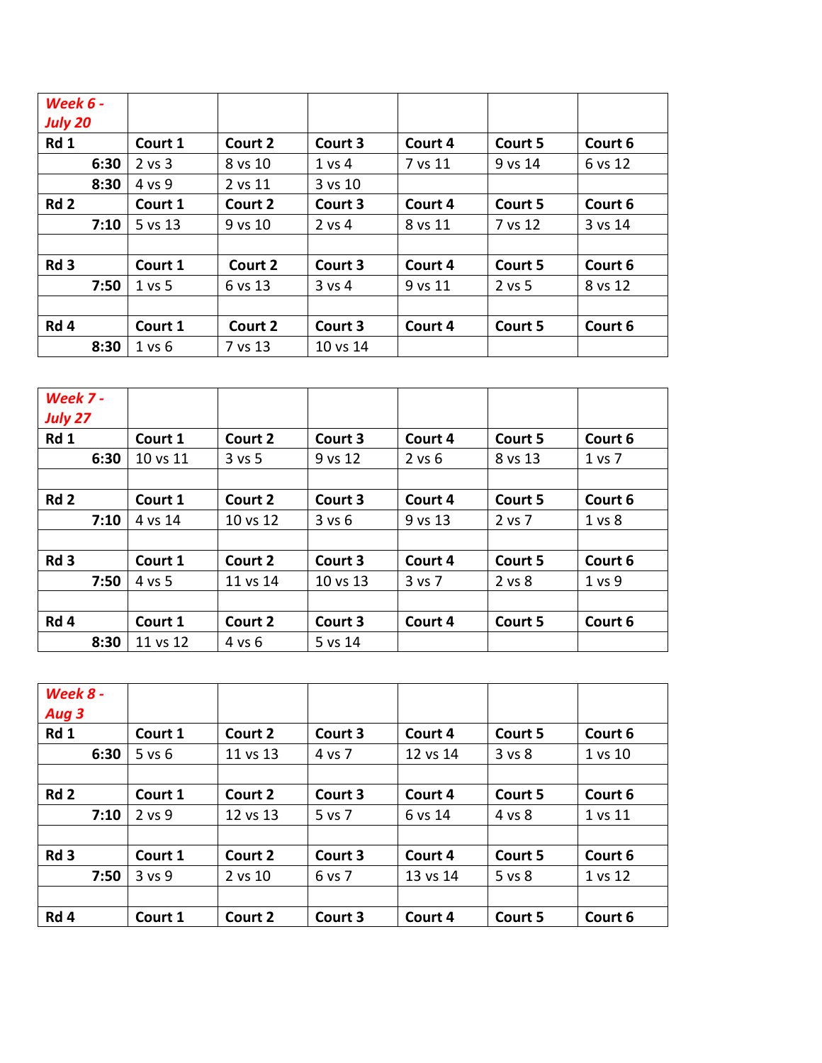| *Week 6 - July 20* | | | | | | |
|---|---|---|---|---|---|---|
| **Rd 1** | **Court 1** | **Court 2** | **Court 3** | **Court 4** | **Court 5** | **Court 6** |
| **6:30** | 2 vs 3 | 8 vs 10 | 1 vs 4 | 7 vs 11 | 9 vs 14 | 6 vs 12 |
| **8:30** | 4 vs 9 | 2 vs 11 | 3 vs 10 | | | |
| **Rd 2** | **Court 1** | **Court 2** | **Court 3** | **Court 4** | **Court 5** | **Court 6** |
| **7:10** | 5 vs 13 | 9 vs 10 | 2 vs 4 | 8 vs 11 | 7 vs 12 | 3 vs 14 |
| | | | | | | |
| **Rd 3** | **Court 1** | **Court 2** | **Court 3** | **Court 4** | **Court 5** | **Court 6** |
| **7:50** | 1 vs 5 | 6 vs 13 | 3 vs 4 | 9 vs 11 | 2 vs 5 | 8 vs 12 |
| | | | | | | |
| **Rd 4** | **Court 1** | **Court 2** | **Court 3** | **Court 4** | **Court 5** | **Court 6** |
| **8:30** | 1 vs 6 | 7 vs 13 | 10 vs 14 | | | |

| *Week 7 - July 27* | | | | | | |
|---|---|---|---|---|---|---|
| **Rd 1** | **Court 1** | **Court 2** | **Court 3** | **Court 4** | **Court 5** | **Court 6** |
| **6:30** | 10 vs 11 | 3 vs 5 | 9 vs 12 | 2 vs 6 | 8 vs 13 | 1 vs 7 |
| | | | | | | |
| **Rd 2** | **Court 1** | **Court 2** | **Court 3** | **Court 4** | **Court 5** | **Court 6** |
| **7:10** | 4 vs 14 | 10 vs 12 | 3 vs 6 | 9 vs 13 | 2 vs 7 | 1 vs 8 |
| | | | | | | |
| **Rd 3** | **Court 1** | **Court 2** | **Court 3** | **Court 4** | **Court 5** | **Court 6** |
| **7:50** | 4 vs 5 | 11 vs 14 | 10 vs 13 | 3 vs 7 | 2 vs 8 | 1 vs 9 |
| | | | | | | |
| **Rd 4** | **Court 1** | **Court 2** | **Court 3** | **Court 4** | **Court 5** | **Court 6** |
| **8:30** | 11 vs 12 | 4 vs 6 | 5 vs 14 | | | |

| *Week 8 - Aug 3* | | | | | | |
|---|---|---|---|---|---|---|
| **Rd 1** | **Court 1** | **Court 2** | **Court 3** | **Court 4** | **Court 5** | **Court 6** |
| **6:30** | 5 vs 6 | 11 vs 13 | 4 vs 7 | 12 vs 14 | 3 vs 8 | 1 vs 10 |
| | | | | | | |
| **Rd 2** | **Court 1** | **Court 2** | **Court 3** | **Court 4** | **Court 5** | **Court 6** |
| **7:10** | 2 vs 9 | 12 vs 13 | 5 vs 7 | 6 vs 14 | 4 vs 8 | 1 vs 11 |
| | | | | | | |
| **Rd 3** | **Court 1** | **Court 2** | **Court 3** | **Court 4** | **Court 5** | **Court 6** |
| **7:50** | 3 vs 9 | 2 vs 10 | 6 vs 7 | 13 vs 14 | 5 vs 8 | 1 vs 12 |
| | | | | | | |
| **Rd 4** | **Court 1** | **Court 2** | **Court 3** | **Court 4** | **Court 5** | **Court 6** |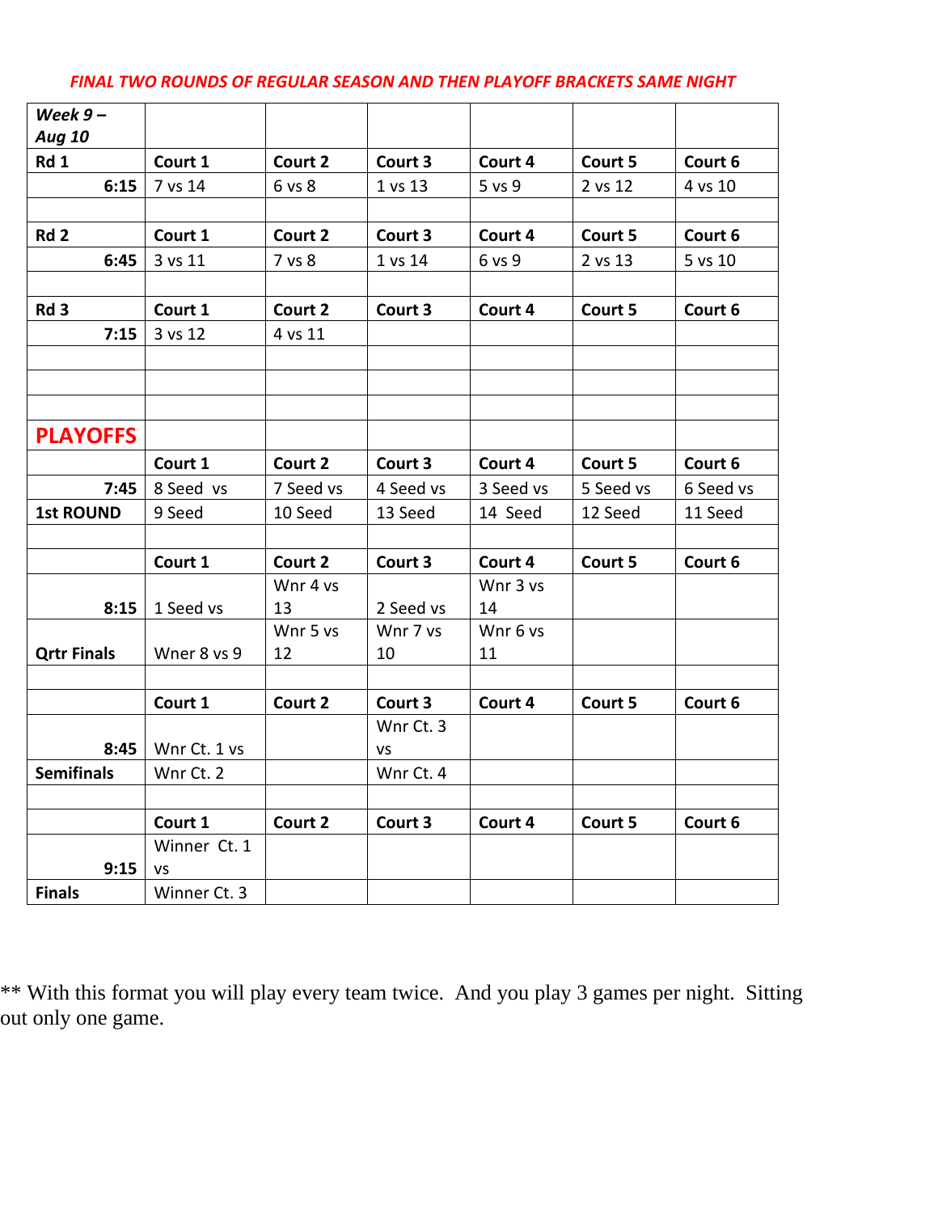*FINAL TWO ROUNDS OF REGULAR SEASON AND THEN PLAYOFF BRACKETS SAME NIGHT*

| *Week 9 – Aug 10* | | | | | | |
|---|---|---|---|---|---|---|
| **Rd 1** | **Court 1** | **Court 2** | **Court 3** | **Court 4** | **Court 5** | **Court 6** |
| **6:15** | 7 vs 14 | 6 vs 8 | 1 vs 13 | 5 vs 9 | 2 vs 12 | 4 vs 10 |
| | | | | | | |
| **Rd 2** | **Court 1** | **Court 2** | **Court 3** | **Court 4** | **Court 5** | **Court 6** |
| **6:45** | 3 vs 11 | 7 vs 8 | 1 vs 14 | 6 vs 9 | 2 vs 13 | 5 vs 10 |
| | | | | | | |
| **Rd 3** | **Court 1** | **Court 2** | **Court 3** | **Court 4** | **Court 5** | **Court 6** |
| **7:15** | 3 vs 12 | 4 vs 11 | | | | |
| | | | | | | |
| | | | | | | |
| | | | | | | |
| **PLAYOFFS** | | | | | | |
| | **Court 1** | **Court 2** | **Court 3** | **Court 4** | **Court 5** | **Court 6** |
| **7:45** | 8 Seed vs | 7 Seed vs | 4 Seed vs | 3 Seed vs | 5 Seed vs | 6 Seed vs |
| **1st ROUND** | 9 Seed | 10 Seed | 13 Seed | 14 Seed | 12 Seed | 11 Seed |
| | | | | | | |
| | **Court 1** | **Court 2** | **Court 3** | **Court 4** | **Court 5** | **Court 6** |
| **8:15** | 1 Seed vs | Wnr 4 vs 13 | 2 Seed vs | Wnr 3 vs 14 | | |
| **Qrtr Finals** | Wner 8 vs 9 | Wnr 5 vs 12 | Wnr 7 vs 10 | Wnr 6 vs 11 | | |
| | | | | | | |
| | **Court 1** | **Court 2** | **Court 3** | **Court 4** | **Court 5** | **Court 6** |
| **8:45** | Wnr Ct. 1 vs | | Wnr Ct. 3 vs | | | |
| **Semifinals** | Wnr Ct. 2 | | Wnr Ct. 4 | | | |
| | | | | | | |
| | **Court 1** | **Court 2** | **Court 3** | **Court 4** | **Court 5** | **Court 6** |
| **9:15** | Winner Ct. 1 vs | | | | | |
| **Finals** | Winner Ct. 3 | | | | | |

** With this format you will play every team twice. And you play 3 games per night. Sitting out only one game.